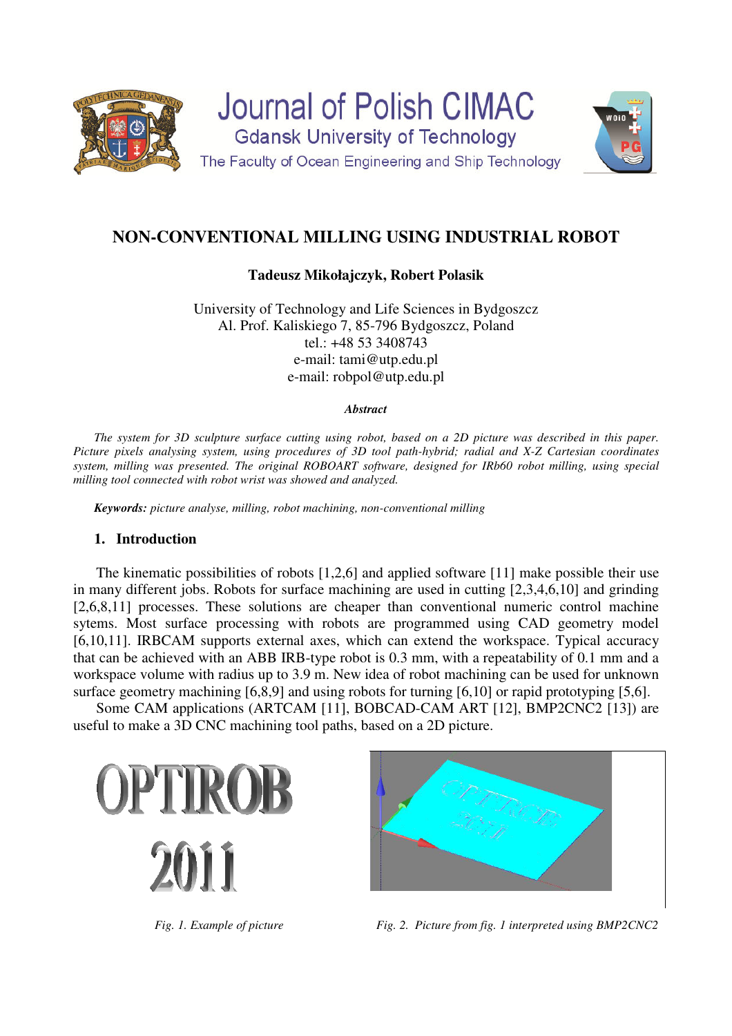Journal of Polish CIMAC
Gdansk University of Technology
The Faculty of Ocean Engineering and Ship Technology

# NON-CONVENTIONAL MILLING USING INDUSTRIAL ROBOT

**Tadeusz Mikołajczyk, Robert Polasik**

University of Technology and Life Sciences in Bydgoszcz
Al. Prof. Kaliskiego 7, 85-796 Bydgoszcz, Poland
tel.: +48 53 3408743
e-mail: tami@utp.edu.pl
e-mail: robpol@utp.edu.pl

***Abstract***

*The system for 3D sculpture surface cutting using robot, based on a 2D picture was described in this paper. Picture pixels analysing system, using procedures of 3D tool path-hybrid; radial and X-Z Cartesian coordinates system, milling was presented. The original ROBOART software, designed for IRb60 robot milling, using special milling tool connected with robot wrist was showed and analyzed.*

***Keywords:*** *picture analyse, milling, robot machining, non-conventional milling*

## 1. Introduction

The kinematic possibilities of robots [1,2,6] and applied software [11] make possible their use in many different jobs. Robots for surface machining are used in cutting [2,3,4,6,10] and grinding [2,6,8,11] processes. These solutions are cheaper than conventional numeric control machine sytems. Most surface processing with robots are programmed using CAD geometry model [6,10,11]. IRBCAM supports external axes, which can extend the workspace. Typical accuracy that can be achieved with an ABB IRB-type robot is 0.3 mm, with a repeatability of 0.1 mm and a workspace volume with radius up to 3.9 m. New idea of robot machining can be used for unknown surface geometry machining [6,8,9] and using robots for turning [6,10] or rapid prototyping [5,6].

Some CAM applications (ARTCAM [11], BOBCAD-CAM ART [12], BMP2CNC2 [13]) are useful to make a 3D CNC machining tool paths, based on a 2D picture.

*Fig. 1. Example of picture*

*Fig. 2. Picture from fig. 1 interpreted using BMP2CNC2*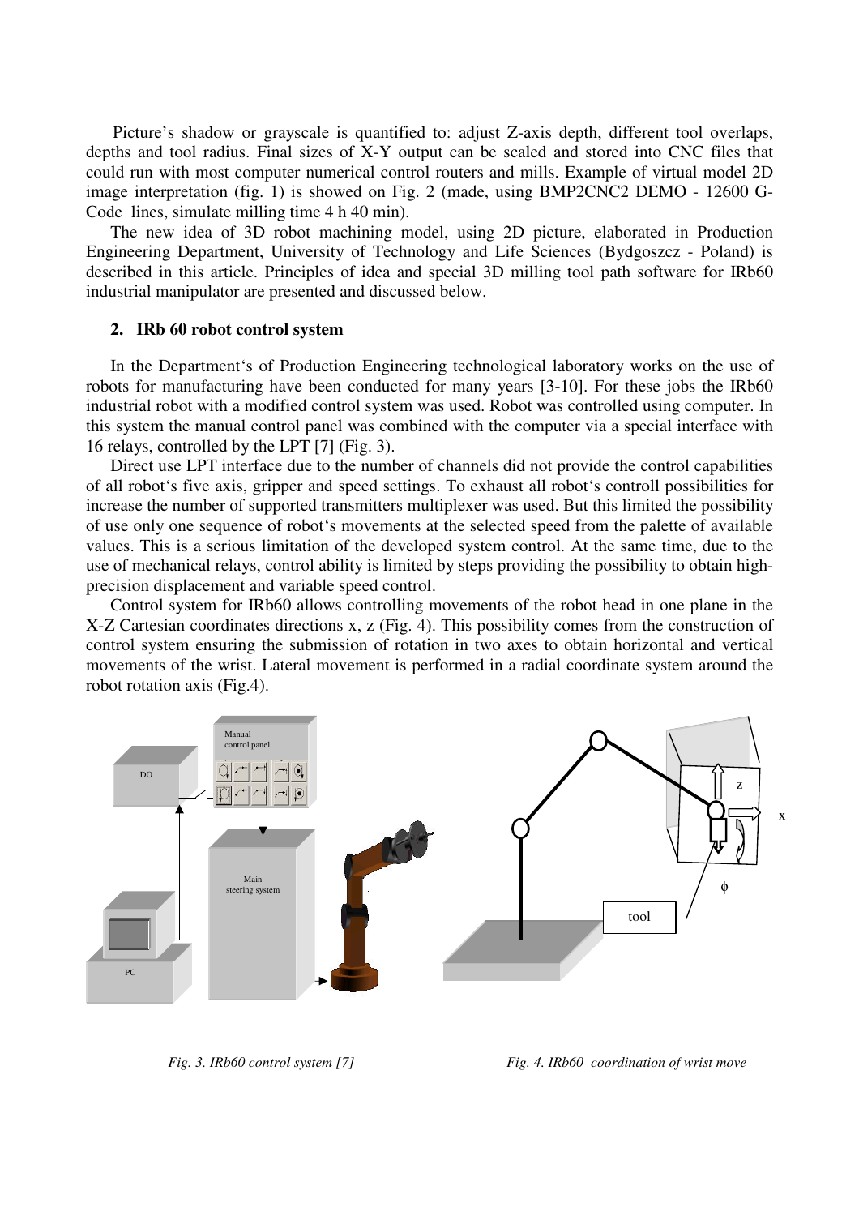Picture's shadow or grayscale is quantified to: adjust Z-axis depth, different tool overlaps, depths and tool radius. Final sizes of X-Y output can be scaled and stored into CNC files that could run with most computer numerical control routers and mills. Example of virtual model 2D image interpretation (fig. 1) is showed on Fig. 2 (made, using BMP2CNC2 DEMO - 12600 G-Code lines, simulate milling time 4 h 40 min).

The new idea of 3D robot machining model, using 2D picture, elaborated in Production Engineering Department, University of Technology and Life Sciences (Bydgoszcz - Poland) is described in this article. Principles of idea and special 3D milling tool path software for IRb60 industrial manipulator are presented and discussed below.

## 2. IRb 60 robot control system

In the Department's of Production Engineering technological laboratory works on the use of robots for manufacturing have been conducted for many years [3-10]. For these jobs the IRb60 industrial robot with a modified control system was used. Robot was controlled using computer. In this system the manual control panel was combined with the computer via a special interface with 16 relays, controlled by the LPT [7] (Fig. 3).

Direct use LPT interface due to the number of channels did not provide the control capabilities of all robot's five axis, gripper and speed settings. To exhaust all robot's controll possibilities for increase the number of supported transmitters multiplexer was used. But this limited the possibility of use only one sequence of robot's movements at the selected speed from the palette of available values. This is a serious limitation of the developed system control. At the same time, due to the use of mechanical relays, control ability is limited by steps providing the possibility to obtain high-precision displacement and variable speed control.

Control system for IRb60 allows controlling movements of the robot head in one plane in the X-Z Cartesian coordinates directions x, z (Fig. 4). This possibility comes from the construction of control system ensuring the submission of rotation in two axes to obtain horizontal and vertical movements of the wrist. Lateral movement is performed in a radial coordinate system around the robot rotation axis (Fig.4).

*Fig. 3. IRb60 control system [7]*

*Fig. 4. IRb60 coordination of wrist move*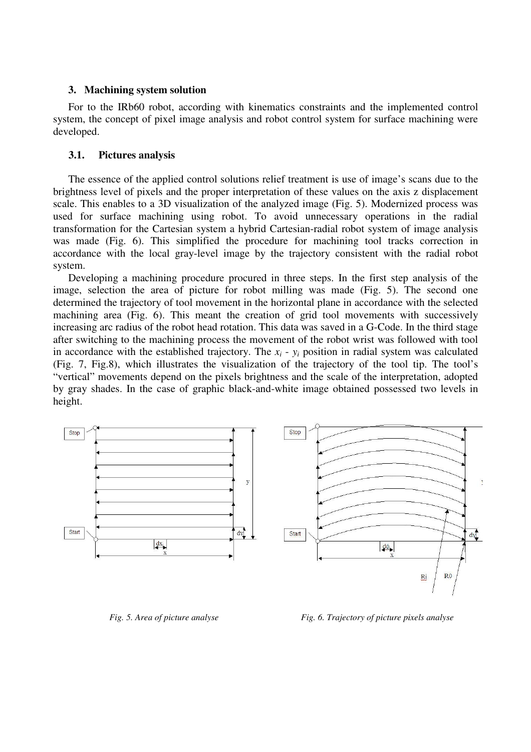## 3. Machining system solution

For to the IRb60 robot, according with kinematics constraints and the implemented control system, the concept of pixel image analysis and robot control system for surface machining were developed.

### 3.1. Pictures analysis

The essence of the applied control solutions relief treatment is use of image's scans due to the brightness level of pixels and the proper interpretation of these values on the axis z displacement scale. This enables to a 3D visualization of the analyzed image (Fig. 5). Modernized process was used for surface machining using robot. To avoid unnecessary operations in the radial transformation for the Cartesian system a hybrid Cartesian-radial robot system of image analysis was made (Fig. 6). This simplified the procedure for machining tool tracks correction in accordance with the local gray-level image by the trajectory consistent with the radial robot system.

Developing a machining procedure procured in three steps. In the first step analysis of the image, selection the area of picture for robot milling was made (Fig. 5). The second one determined the trajectory of tool movement in the horizontal plane in accordance with the selected machining area (Fig. 6). This meant the creation of grid tool movements with successively increasing arc radius of the robot head rotation. This data was saved in a G-Code. In the third stage after switching to the machining process the movement of the robot wrist was followed with tool in accordance with the established trajectory. The $x_i$ - $y_i$ position in radial system was calculated (Fig. 7, Fig.8), which illustrates the visualization of the trajectory of the tool tip. The tool's "vertical" movements depend on the pixels brightness and the scale of the interpretation, adopted by gray shades. In the case of graphic black-and-white image obtained possessed two levels in height.

*Fig. 5. Area of picture analyse*

*Fig. 6. Trajectory of picture pixels analyse*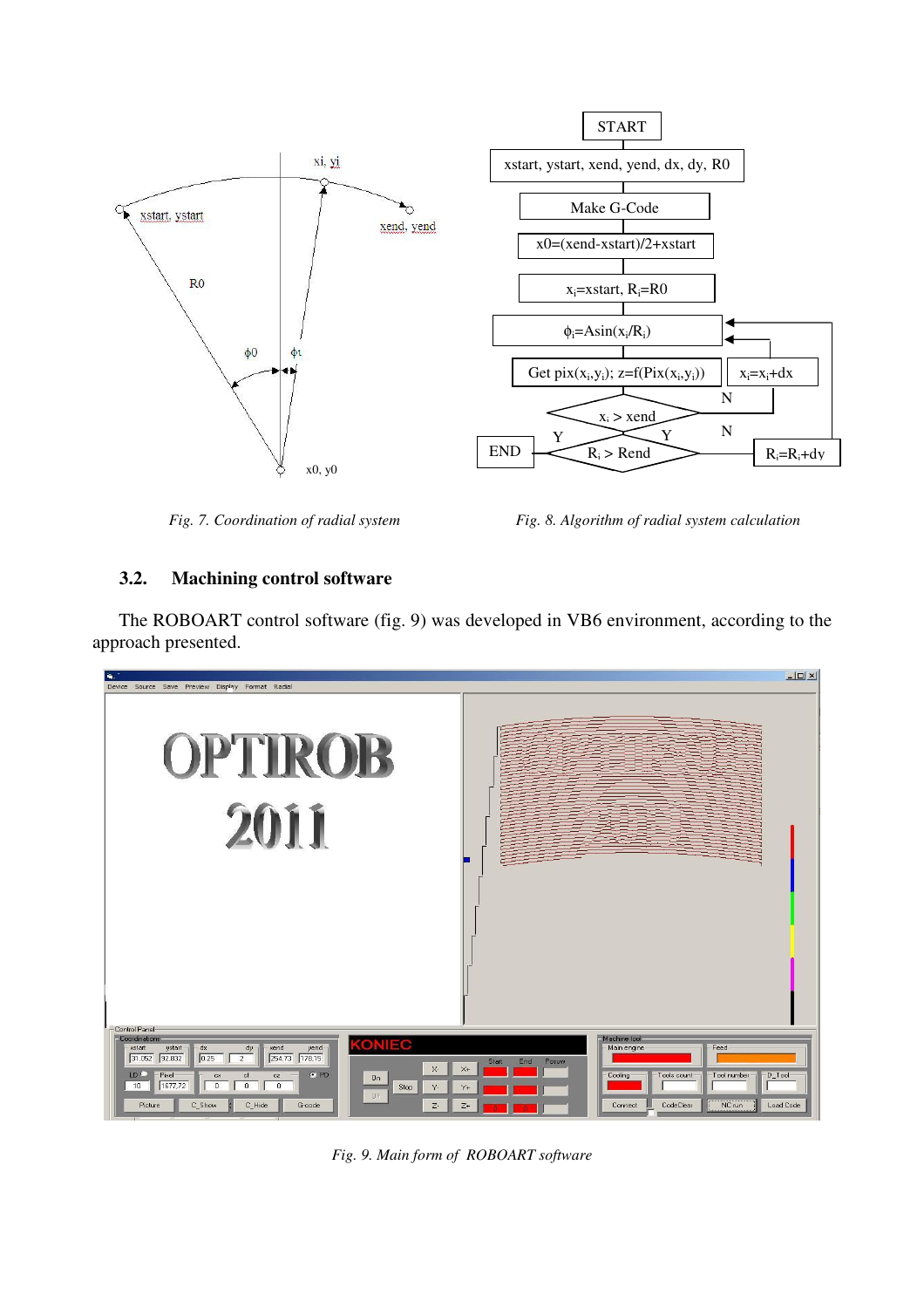*Fig. 7. Coordination of radial system*

*Fig. 8. Algorithm of radial system calculation*

### 3.2. Machining control software

The ROBOART control software (fig. 9) was developed in VB6 environment, according to the approach presented.

*Fig. 9. Main form of ROBOART software*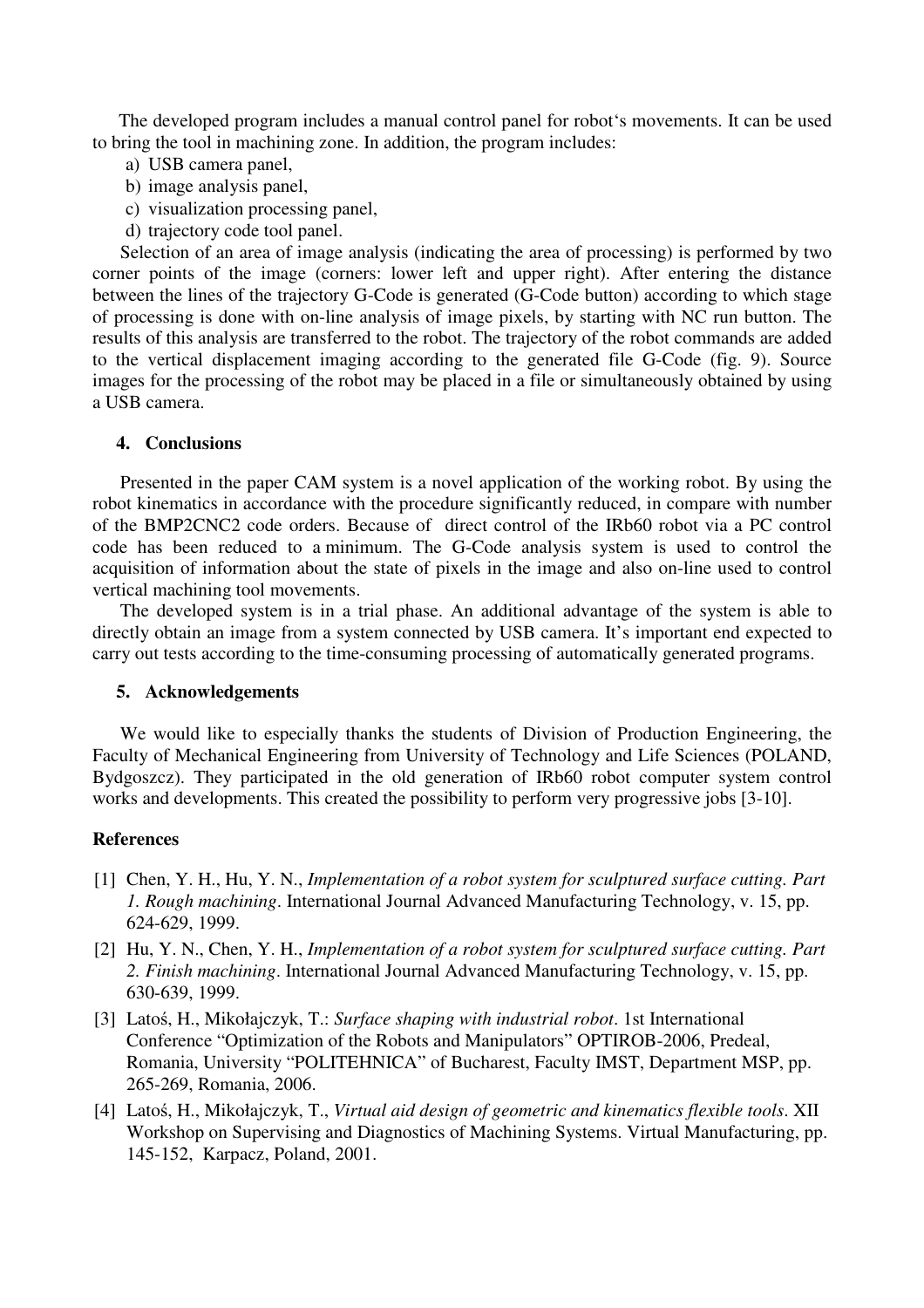The developed program includes a manual control panel for robot‘s movements. It can be used to bring the tool in machining zone. In addition, the program includes:

a) USB camera panel,
b) image analysis panel,
c) visualization processing panel,
d) trajectory code tool panel.

Selection of an area of image analysis (indicating the area of processing) is performed by two corner points of the image (corners: lower left and upper right). After entering the distance between the lines of the trajectory G-Code is generated (G-Code button) according to which stage of processing is done with on-line analysis of image pixels, by starting with NC run button. The results of this analysis are transferred to the robot. The trajectory of the robot commands are added to the vertical displacement imaging according to the generated file G-Code (fig. 9). Source images for the processing of the robot may be placed in a file or simultaneously obtained by using a USB camera.

## 4. Conclusions

Presented in the paper CAM system is a novel application of the working robot. By using the robot kinematics in accordance with the procedure significantly reduced, in compare with number of the BMP2CNC2 code orders. Because of direct control of the IRb60 robot via a PC control code has been reduced to a minimum. The G-Code analysis system is used to control the acquisition of information about the state of pixels in the image and also on-line used to control vertical machining tool movements.

The developed system is in a trial phase. An additional advantage of the system is able to directly obtain an image from a system connected by USB camera. It’s important end expected to carry out tests according to the time-consuming processing of automatically generated programs.

## 5. Acknowledgements

We would like to especially thanks the students of Division of Production Engineering, the Faculty of Mechanical Engineering from University of Technology and Life Sciences (POLAND, Bydgoszcz). They participated in the old generation of IRb60 robot computer system control works and developments. This created the possibility to perform very progressive jobs [3-10].

## References

[1] Chen, Y. H., Hu, Y. N., *Implementation of a robot system for sculptured surface cutting. Part 1. Rough machining*. International Journal Advanced Manufacturing Technology, v. 15, pp. 624-629, 1999.

[2] Hu, Y. N., Chen, Y. H., *Implementation of a robot system for sculptured surface cutting. Part 2. Finish machining*. International Journal Advanced Manufacturing Technology, v. 15, pp. 630-639, 1999.

[3] Latoś, H., Mikołajczyk, T.: *Surface shaping with industrial robot*. 1st International Conference “Optimization of the Robots and Manipulators” OPTIROB-2006, Predeal, Romania, University “POLITEHNICA” of Bucharest, Faculty IMST, Department MSP, pp. 265-269, Romania, 2006.

[4] Latoś, H., Mikołajczyk, T., *Virtual aid design of geometric and kinematics flexible tools*. XII Workshop on Supervising and Diagnostics of Machining Systems. Virtual Manufacturing, pp. 145-152, Karpacz, Poland, 2001.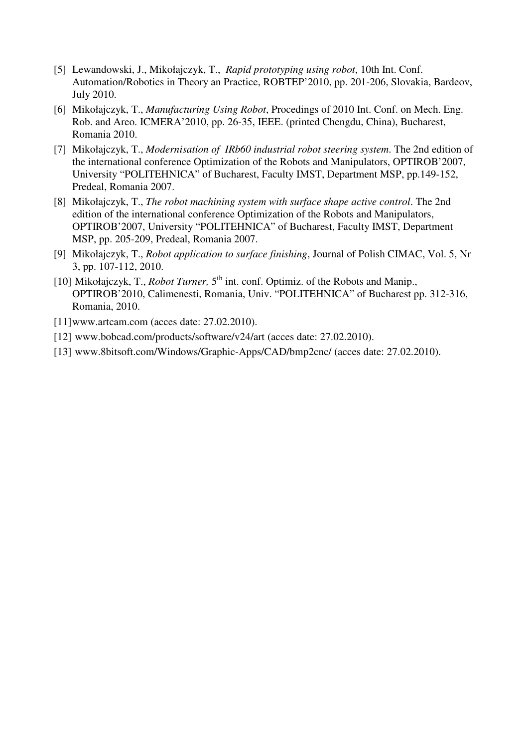[5] Lewandowski, J., Mikołajczyk, T., *Rapid prototyping using robot*, 10th Int. Conf. Automation/Robotics in Theory an Practice, ROBTEP'2010, pp. 201-206, Slovakia, Bardeov, July 2010.

[6] Mikołajczyk, T., *Manufacturing Using Robot*, Procedings of 2010 Int. Conf. on Mech. Eng. Rob. and Areo. ICMERA'2010, pp. 26-35, IEEE. (printed Chengdu, China), Bucharest, Romania 2010.

[7] Mikołajczyk, T., *Modernisation of IRb60 industrial robot steering system*. The 2nd edition of the international conference Optimization of the Robots and Manipulators, OPTIROB'2007, University "POLITEHNICA" of Bucharest, Faculty IMST, Department MSP, pp.149-152, Predeal, Romania 2007.

[8] Mikołajczyk, T., *The robot machining system with surface shape active control*. The 2nd edition of the international conference Optimization of the Robots and Manipulators, OPTIROB'2007, University "POLITEHNICA" of Bucharest, Faculty IMST, Department MSP, pp. 205-209, Predeal, Romania 2007.

[9] Mikołajczyk, T., *Robot application to surface finishing*, Journal of Polish CIMAC, Vol. 5, Nr 3, pp. 107-112, 2010.

[10] Mikołajczyk, T., *Robot Turner,* 5th int. conf. Optimiz. of the Robots and Manip., OPTIROB'2010, Calimenesti, Romania, Univ. "POLITEHNICA" of Bucharest pp. 312-316, Romania, 2010.

[11] www.artcam.com (acces date: 27.02.2010).

[12] www.bobcad.com/products/software/v24/art (acces date: 27.02.2010).

[13] www.8bitsoft.com/Windows/Graphic-Apps/CAD/bmp2cnc/ (acces date: 27.02.2010).